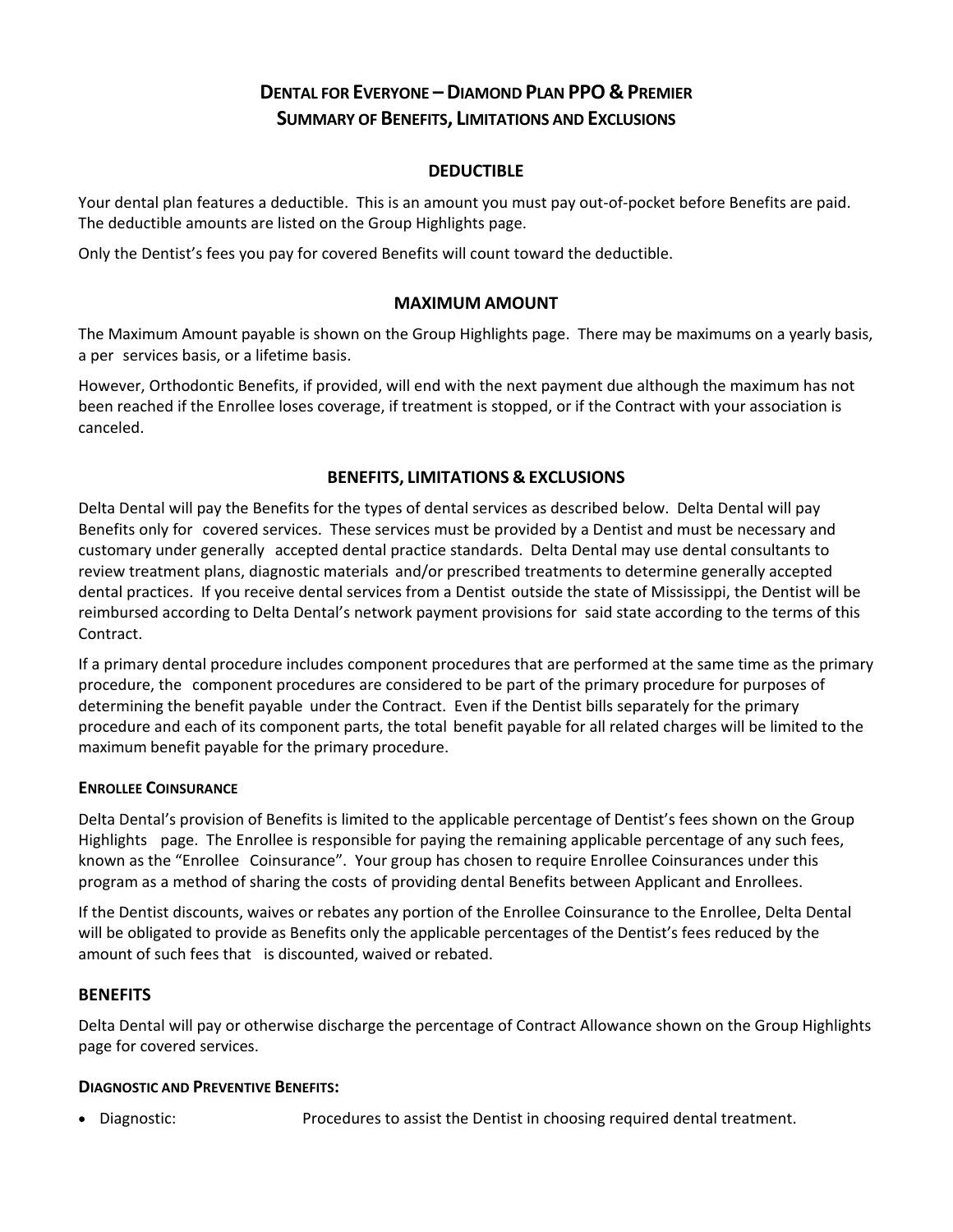# DENTAL FOR EVERYONE – DIAMOND PLAN PPO & PREMIER
# SUMMARY OF BENEFITS, LIMITATIONS AND EXCLUSIONS

## DEDUCTIBLE

Your dental plan features a deductible. This is an amount you must pay out-of-pocket before Benefits are paid. The deductible amounts are listed on the Group Highlights page.

Only the Dentist's fees you pay for covered Benefits will count toward the deductible.

## MAXIMUM AMOUNT

The Maximum Amount payable is shown on the Group Highlights page. There may be maximums on a yearly basis, a per services basis, or a lifetime basis.

However, Orthodontic Benefits, if provided, will end with the next payment due although the maximum has not been reached if the Enrollee loses coverage, if treatment is stopped, or if the Contract with your association is canceled.

## BENEFITS, LIMITATIONS & EXCLUSIONS

Delta Dental will pay the Benefits for the types of dental services as described below. Delta Dental will pay Benefits only for covered services. These services must be provided by a Dentist and must be necessary and customary under generally accepted dental practice standards. Delta Dental may use dental consultants to review treatment plans, diagnostic materials and/or prescribed treatments to determine generally accepted dental practices. If you receive dental services from a Dentist outside the state of Mississippi, the Dentist will be reimbursed according to Delta Dental's network payment provisions for said state according to the terms of this Contract.

If a primary dental procedure includes component procedures that are performed at the same time as the primary procedure, the component procedures are considered to be part of the primary procedure for purposes of determining the benefit payable under the Contract. Even if the Dentist bills separately for the primary procedure and each of its component parts, the total benefit payable for all related charges will be limited to the maximum benefit payable for the primary procedure.

### ENROLLEE COINSURANCE

Delta Dental's provision of Benefits is limited to the applicable percentage of Dentist's fees shown on the Group Highlights page. The Enrollee is responsible for paying the remaining applicable percentage of any such fees, known as the "Enrollee Coinsurance". Your group has chosen to require Enrollee Coinsurances under this program as a method of sharing the costs of providing dental Benefits between Applicant and Enrollees.

If the Dentist discounts, waives or rebates any portion of the Enrollee Coinsurance to the Enrollee, Delta Dental will be obligated to provide as Benefits only the applicable percentages of the Dentist's fees reduced by the amount of such fees that is discounted, waived or rebated.

### BENEFITS

Delta Dental will pay or otherwise discharge the percentage of Contract Allowance shown on the Group Highlights page for covered services.

### DIAGNOSTIC AND PREVENTIVE BENEFITS:

- Diagnostic: Procedures to assist the Dentist in choosing required dental treatment.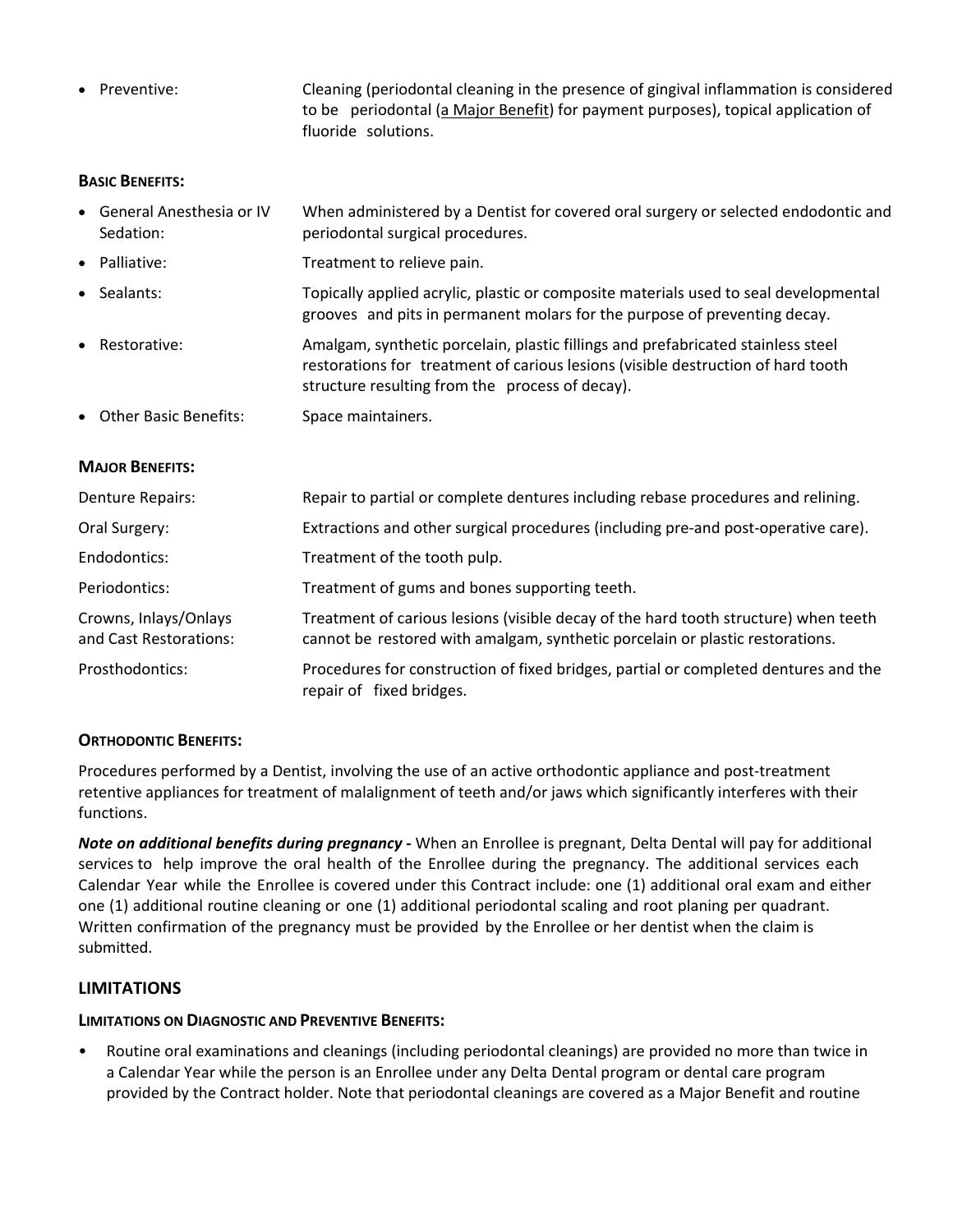- Preventive: Cleaning (periodontal cleaning in the presence of gingival inflammation is considered to be periodontal (a Major Benefit) for payment purposes), topical application of fluoride solutions.

**BASIC BENEFITS:**

- General Anesthesia or IV Sedation: When administered by a Dentist for covered oral surgery or selected endodontic and periodontal surgical procedures.
- Palliative: Treatment to relieve pain.
- Sealants: Topically applied acrylic, plastic or composite materials used to seal developmental grooves and pits in permanent molars for the purpose of preventing decay.
- Restorative: Amalgam, synthetic porcelain, plastic fillings and prefabricated stainless steel restorations for treatment of carious lesions (visible destruction of hard tooth structure resulting from the process of decay).
- Other Basic Benefits: Space maintainers.

**MAJOR BENEFITS:**

Denture Repairs: Repair to partial or complete dentures including rebase procedures and relining.

Oral Surgery: Extractions and other surgical procedures (including pre-and post-operative care).

Endodontics: Treatment of the tooth pulp.

Periodontics: Treatment of gums and bones supporting teeth.

Crowns, Inlays/Onlays and Cast Restorations: Treatment of carious lesions (visible decay of the hard tooth structure) when teeth cannot be restored with amalgam, synthetic porcelain or plastic restorations.

Prosthodontics: Procedures for construction of fixed bridges, partial or completed dentures and the repair of fixed bridges.

**ORTHODONTIC BENEFITS:**

Procedures performed by a Dentist, involving the use of an active orthodontic appliance and post-treatment retentive appliances for treatment of malalignment of teeth and/or jaws which significantly interferes with their functions.

***Note on additional benefits during pregnancy*** **-** When an Enrollee is pregnant, Delta Dental will pay for additional services to help improve the oral health of the Enrollee during the pregnancy. The additional services each Calendar Year while the Enrollee is covered under this Contract include: one (1) additional oral exam and either one (1) additional routine cleaning or one (1) additional periodontal scaling and root planing per quadrant. Written confirmation of the pregnancy must be provided by the Enrollee or her dentist when the claim is submitted.

## LIMITATIONS

**LIMITATIONS ON DIAGNOSTIC AND PREVENTIVE BENEFITS:**

- Routine oral examinations and cleanings (including periodontal cleanings) are provided no more than twice in a Calendar Year while the person is an Enrollee under any Delta Dental program or dental care program provided by the Contract holder. Note that periodontal cleanings are covered as a Major Benefit and routine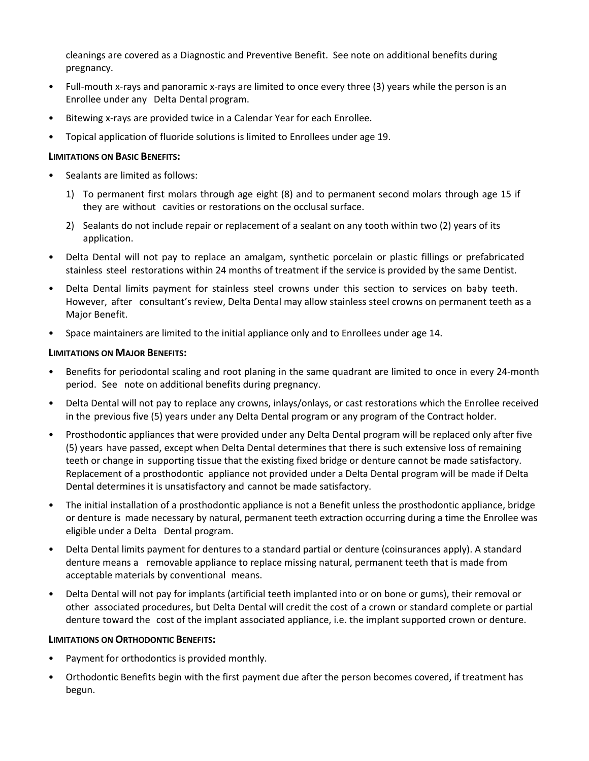cleanings are covered as a Diagnostic and Preventive Benefit. See note on additional benefits during pregnancy.

- Full-mouth x-rays and panoramic x-rays are limited to once every three (3) years while the person is an Enrollee under any Delta Dental program.
- Bitewing x-rays are provided twice in a Calendar Year for each Enrollee.
- Topical application of fluoride solutions is limited to Enrollees under age 19.

**LIMITATIONS ON BASIC BENEFITS:**

- Sealants are limited as follows:
  1) To permanent first molars through age eight (8) and to permanent second molars through age 15 if they are without cavities or restorations on the occlusal surface.
  2) Sealants do not include repair or replacement of a sealant on any tooth within two (2) years of its application.
- Delta Dental will not pay to replace an amalgam, synthetic porcelain or plastic fillings or prefabricated stainless steel restorations within 24 months of treatment if the service is provided by the same Dentist.
- Delta Dental limits payment for stainless steel crowns under this section to services on baby teeth. However, after consultant's review, Delta Dental may allow stainless steel crowns on permanent teeth as a Major Benefit.
- Space maintainers are limited to the initial appliance only and to Enrollees under age 14.

**LIMITATIONS ON MAJOR BENEFITS:**

- Benefits for periodontal scaling and root planing in the same quadrant are limited to once in every 24-month period. See note on additional benefits during pregnancy.
- Delta Dental will not pay to replace any crowns, inlays/onlays, or cast restorations which the Enrollee received in the previous five (5) years under any Delta Dental program or any program of the Contract holder.
- Prosthodontic appliances that were provided under any Delta Dental program will be replaced only after five (5) years have passed, except when Delta Dental determines that there is such extensive loss of remaining teeth or change in supporting tissue that the existing fixed bridge or denture cannot be made satisfactory. Replacement of a prosthodontic appliance not provided under a Delta Dental program will be made if Delta Dental determines it is unsatisfactory and cannot be made satisfactory.
- The initial installation of a prosthodontic appliance is not a Benefit unless the prosthodontic appliance, bridge or denture is made necessary by natural, permanent teeth extraction occurring during a time the Enrollee was eligible under a Delta Dental program.
- Delta Dental limits payment for dentures to a standard partial or denture (coinsurances apply). A standard denture means a removable appliance to replace missing natural, permanent teeth that is made from acceptable materials by conventional means.
- Delta Dental will not pay for implants (artificial teeth implanted into or on bone or gums), their removal or other associated procedures, but Delta Dental will credit the cost of a crown or standard complete or partial denture toward the cost of the implant associated appliance, i.e. the implant supported crown or denture.

**LIMITATIONS ON ORTHODONTIC BENEFITS:**

- Payment for orthodontics is provided monthly.
- Orthodontic Benefits begin with the first payment due after the person becomes covered, if treatment has begun.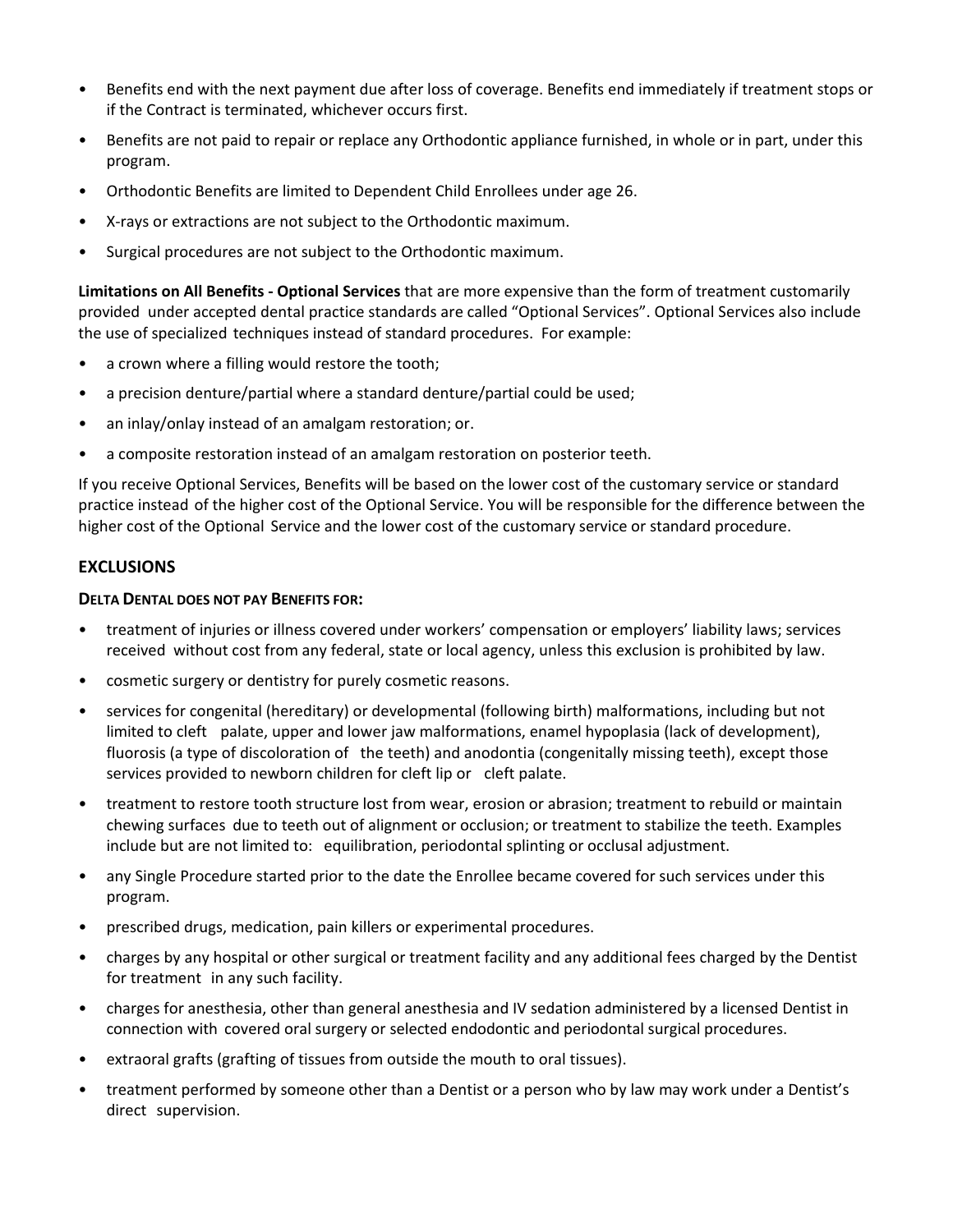- Benefits end with the next payment due after loss of coverage. Benefits end immediately if treatment stops or if the Contract is terminated, whichever occurs first.
- Benefits are not paid to repair or replace any Orthodontic appliance furnished, in whole or in part, under this program.
- Orthodontic Benefits are limited to Dependent Child Enrollees under age 26.
- X-rays or extractions are not subject to the Orthodontic maximum.
- Surgical procedures are not subject to the Orthodontic maximum.

**Limitations on All Benefits - Optional Services** that are more expensive than the form of treatment customarily provided under accepted dental practice standards are called "Optional Services". Optional Services also include the use of specialized techniques instead of standard procedures. For example:

- a crown where a filling would restore the tooth;
- a precision denture/partial where a standard denture/partial could be used;
- an inlay/onlay instead of an amalgam restoration; or.
- a composite restoration instead of an amalgam restoration on posterior teeth.

If you receive Optional Services, Benefits will be based on the lower cost of the customary service or standard practice instead of the higher cost of the Optional Service. You will be responsible for the difference between the higher cost of the Optional Service and the lower cost of the customary service or standard procedure.

## EXCLUSIONS

**DELTA DENTAL DOES NOT PAY BENEFITS FOR:**

- treatment of injuries or illness covered under workers' compensation or employers' liability laws; services received without cost from any federal, state or local agency, unless this exclusion is prohibited by law.
- cosmetic surgery or dentistry for purely cosmetic reasons.
- services for congenital (hereditary) or developmental (following birth) malformations, including but not limited to cleft palate, upper and lower jaw malformations, enamel hypoplasia (lack of development), fluorosis (a type of discoloration of the teeth) and anodontia (congenitally missing teeth), except those services provided to newborn children for cleft lip or cleft palate.
- treatment to restore tooth structure lost from wear, erosion or abrasion; treatment to rebuild or maintain chewing surfaces due to teeth out of alignment or occlusion; or treatment to stabilize the teeth. Examples include but are not limited to: equilibration, periodontal splinting or occlusal adjustment.
- any Single Procedure started prior to the date the Enrollee became covered for such services under this program.
- prescribed drugs, medication, pain killers or experimental procedures.
- charges by any hospital or other surgical or treatment facility and any additional fees charged by the Dentist for treatment in any such facility.
- charges for anesthesia, other than general anesthesia and IV sedation administered by a licensed Dentist in connection with covered oral surgery or selected endodontic and periodontal surgical procedures.
- extraoral grafts (grafting of tissues from outside the mouth to oral tissues).
- treatment performed by someone other than a Dentist or a person who by law may work under a Dentist's direct supervision.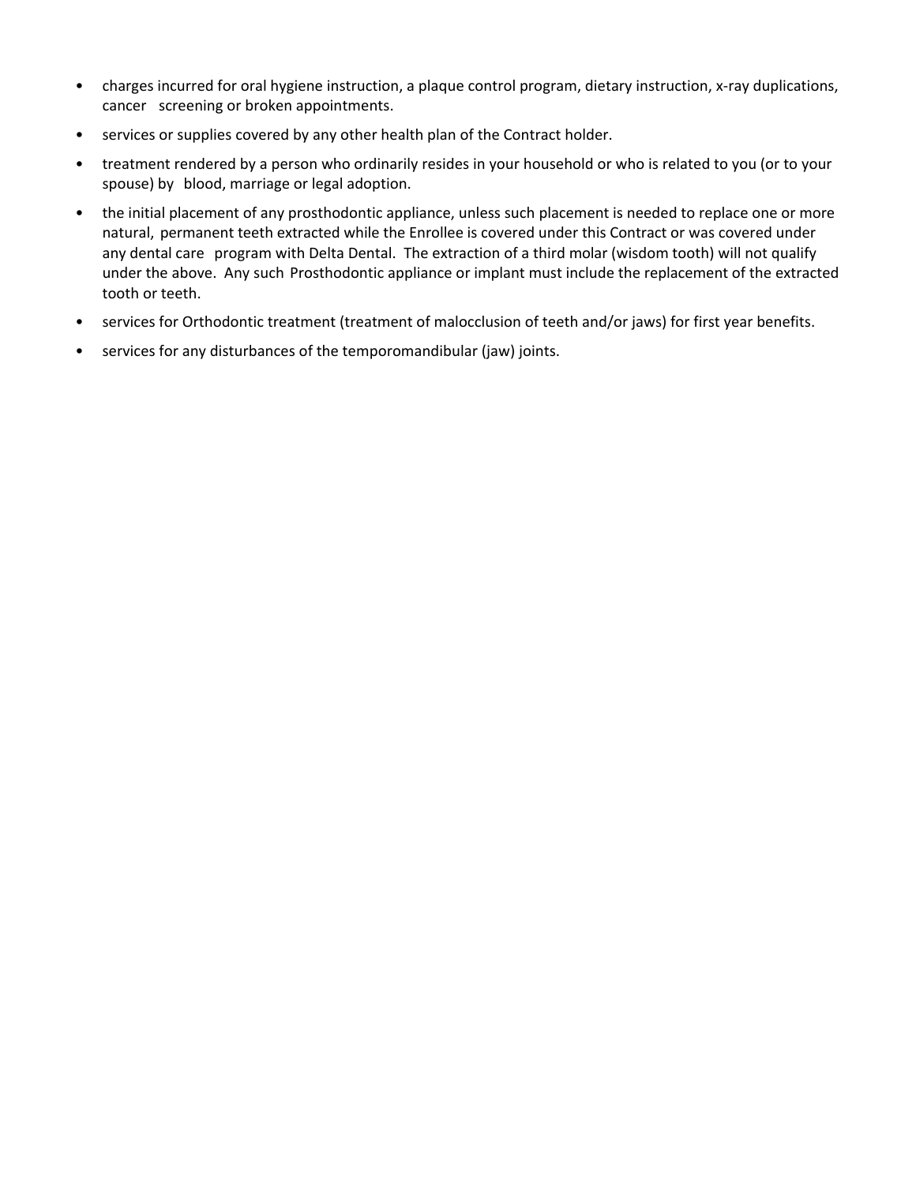- charges incurred for oral hygiene instruction, a plaque control program, dietary instruction, x-ray duplications, cancer screening or broken appointments.
- services or supplies covered by any other health plan of the Contract holder.
- treatment rendered by a person who ordinarily resides in your household or who is related to you (or to your spouse) by blood, marriage or legal adoption.
- the initial placement of any prosthodontic appliance, unless such placement is needed to replace one or more natural, permanent teeth extracted while the Enrollee is covered under this Contract or was covered under any dental care program with Delta Dental. The extraction of a third molar (wisdom tooth) will not qualify under the above. Any such Prosthodontic appliance or implant must include the replacement of the extracted tooth or teeth.
- services for Orthodontic treatment (treatment of malocclusion of teeth and/or jaws) for first year benefits.
- services for any disturbances of the temporomandibular (jaw) joints.